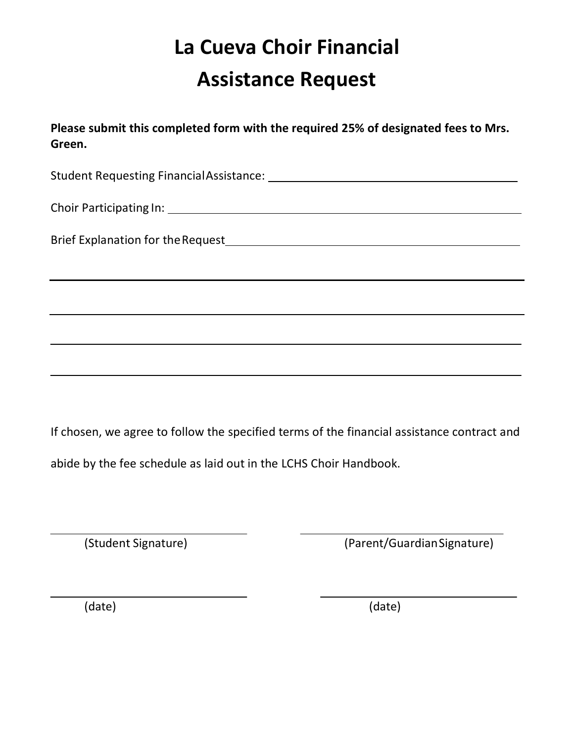# La Cueva Choir Financial Assistance Request

**Please submit this completed form with the required 25% of designated fees to Mrs. Green.**

Student Requesting Financial Assistance: ______________________________

Choir Participating In: ______________________________

Brief Explanation for the Request ______________________________

______________________________

______________________________

______________________________

______________________________

If chosen, we agree to follow the specified terms of the financial assistance contract and abide by the fee schedule as laid out in the LCHS Choir Handbook.

______________________________ ______________________________
(Student Signature) (Parent/Guardian Signature)

______________________________ ______________________________
(date) (date)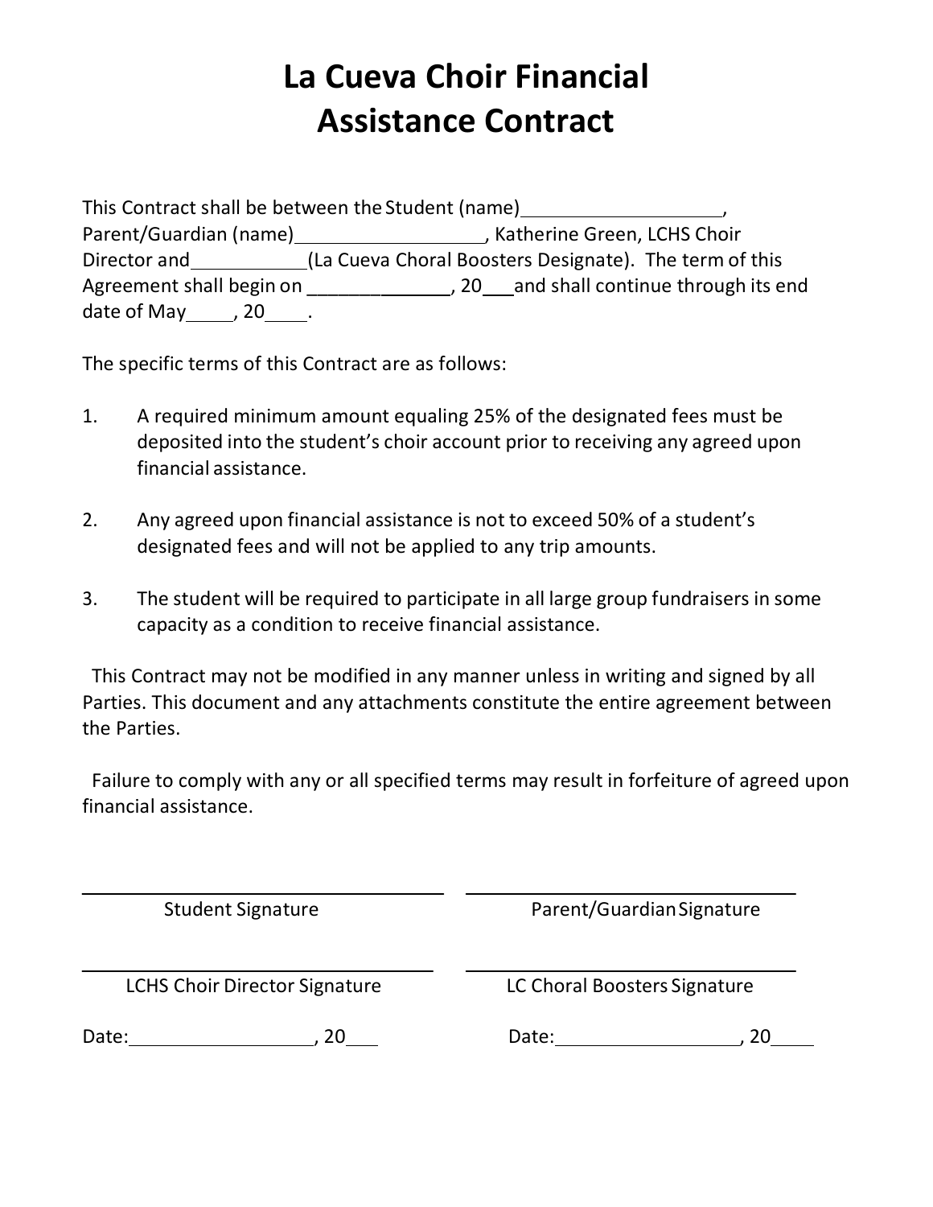# La Cueva Choir Financial Assistance Contract

This Contract shall be between the Student (name)\_\_\_\_\_\_\_\_\_\_\_\_\_\_\_\_\_\_\_\_, Parent/Guardian (name)\_\_\_\_\_\_\_\_\_\_\_\_\_\_\_\_\_\_\_\_, Katherine Green, LCHS Choir Director and\_\_\_\_\_\_\_\_\_\_\_\_(La Cueva Choral Boosters Designate). The term of this Agreement shall begin on \_\_\_\_\_\_\_\_\_\_\_\_\_\_\_, 20\_\_\_and shall continue through its end date of May\_\_\_\_\_, 20\_\_\_\_.

The specific terms of this Contract are as follows:

1. A required minimum amount equaling 25% of the designated fees must be deposited into the student's choir account prior to receiving any agreed upon financial assistance.

2. Any agreed upon financial assistance is not to exceed 50% of a student's designated fees and will not be applied to any trip amounts.

3. The student will be required to participate in all large group fundraisers in some capacity as a condition to receive financial assistance.

This Contract may not be modified in any manner unless in writing and signed by all Parties. This document and any attachments constitute the entire agreement between the Parties.

Failure to comply with any or all specified terms may result in forfeiture of agreed upon financial assistance.

\_\_\_\_\_\_\_\_\_\_\_\_\_\_\_\_\_\_\_\_\_\_\_\_\_\_\_\_\_\_\_\_\_\_\_\_
Student Signature

\_\_\_\_\_\_\_\_\_\_\_\_\_\_\_\_\_\_\_\_\_\_\_\_\_\_\_\_\_\_\_\_\_\_\_\_
Parent/Guardian Signature

\_\_\_\_\_\_\_\_\_\_\_\_\_\_\_\_\_\_\_\_\_\_\_\_\_\_\_\_\_\_\_\_\_\_\_\_
LCHS Choir Director Signature

Date:\_\_\_\_\_\_\_\_\_\_\_\_\_\_\_\_\_\_\_\_, 20\_\_\_

\_\_\_\_\_\_\_\_\_\_\_\_\_\_\_\_\_\_\_\_\_\_\_\_\_\_\_\_\_\_\_\_\_\_\_\_
LC Choral Boosters Signature

Date:\_\_\_\_\_\_\_\_\_\_\_\_\_\_\_\_\_\_\_\_, 20\_\_\_\_